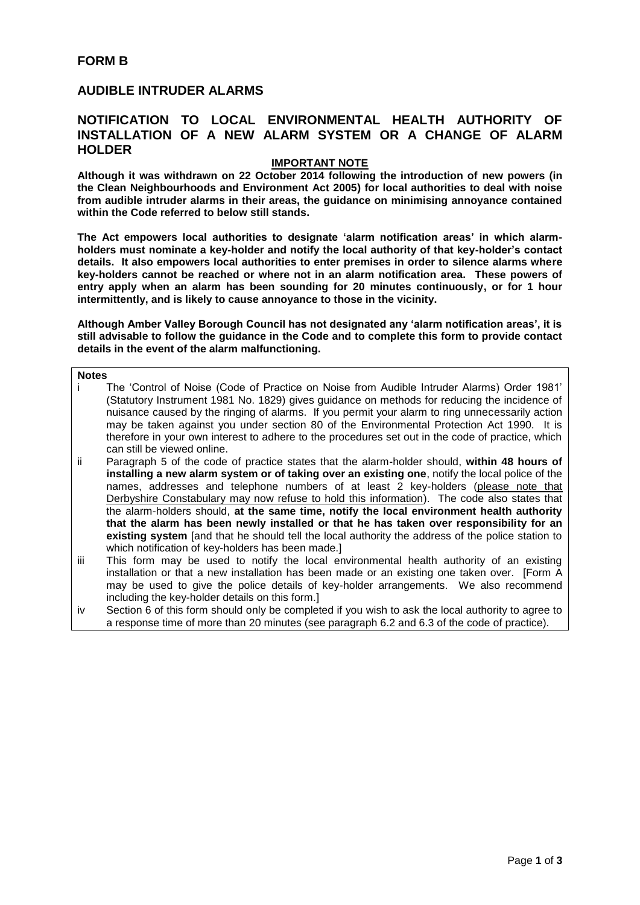# FORM B

## AUDIBLE INTRUDER ALARMS

## NOTIFICATION TO LOCAL ENVIRONMENTAL HEALTH AUTHORITY OF INSTALLATION OF A NEW ALARM SYSTEM OR A CHANGE OF ALARM HOLDER

**IMPORTANT NOTE**

**Although it was withdrawn on 22 October 2014 following the introduction of new powers (in the Clean Neighbourhoods and Environment Act 2005) for local authorities to deal with noise from audible intruder alarms in their areas, the guidance on minimising annoyance contained within the Code referred to below still stands.**

**The Act empowers local authorities to designate 'alarm notification areas' in which alarm-holders must nominate a key-holder and notify the local authority of that key-holder's contact details. It also empowers local authorities to enter premises in order to silence alarms where key-holders cannot be reached or where not in an alarm notification area. These powers of entry apply when an alarm has been sounding for 20 minutes continuously, or for 1 hour intermittently, and is likely to cause annoyance to those in the vicinity.**

**Although Amber Valley Borough Council has not designated any 'alarm notification areas', it is still advisable to follow the guidance in the Code and to complete this form to provide contact details in the event of the alarm malfunctioning.**

**Notes**

i The 'Control of Noise (Code of Practice on Noise from Audible Intruder Alarms) Order 1981' (Statutory Instrument 1981 No. 1829) gives guidance on methods for reducing the incidence of nuisance caused by the ringing of alarms. If you permit your alarm to ring unnecessarily action may be taken against you under section 80 of the Environmental Protection Act 1990. It is therefore in your own interest to adhere to the procedures set out in the code of practice, which can still be viewed online.

ii Paragraph 5 of the code of practice states that the alarm-holder should, **within 48 hours of installing a new alarm system or of taking over an existing one**, notify the local police of the names, addresses and telephone numbers of at least 2 key-holders (please note that Derbyshire Constabulary may now refuse to hold this information). The code also states that the alarm-holders should, **at the same time, notify the local environment health authority that the alarm has been newly installed or that he has taken over responsibility for an existing system** [and that he should tell the local authority the address of the police station to which notification of key-holders has been made.]

iii This form may be used to notify the local environmental health authority of an existing installation or that a new installation has been made or an existing one taken over. [Form A may be used to give the police details of key-holder arrangements. We also recommend including the key-holder details on this form.]

iv Section 6 of this form should only be completed if you wish to ask the local authority to agree to a response time of more than 20 minutes (see paragraph 6.2 and 6.3 of the code of practice).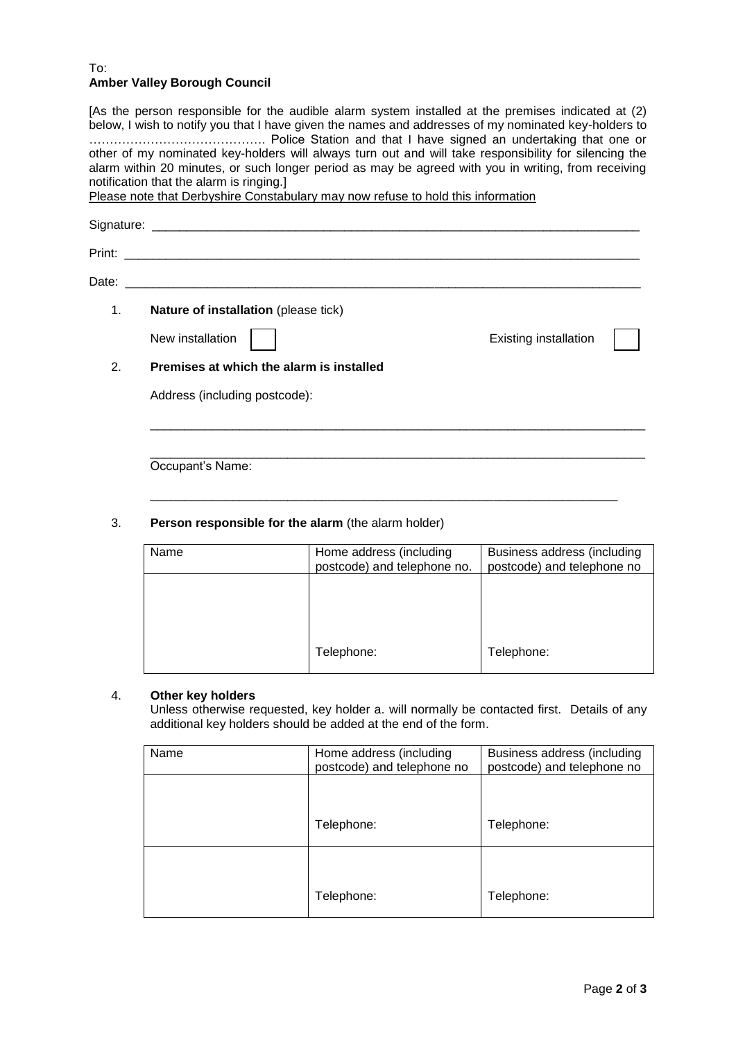To:
**Amber Valley Borough Council**

[As the person responsible for the audible alarm system installed at the premises indicated at (2) below, I wish to notify you that I have given the names and addresses of my nominated key-holders to ……………………………………. Police Station and that I have signed an undertaking that one or other of my nominated key-holders will always turn out and will take responsibility for silencing the alarm within 20 minutes, or such longer period as may be agreed with you in writing, from receiving notification that the alarm is ringing.]
<u>Please note that Derbyshire Constabulary may now refuse to hold this information</u>

Signature: ___________________________________________________________________________

Print: _______________________________________________________________________________

Date: _______________________________________________________________________________

1. **Nature of installation** (please tick)

   New installation ☐ Existing installation ☐

2. **Premises at which the alarm is installed**

   Address (including postcode):

   _________________________________________________________________________

   _________________________________________________________________________

   Occupant's Name:

   _________________________________________________________________________

3. **Person responsible for the alarm** (the alarm holder)

| Name | Home address (including postcode) and telephone no. | Business address (including postcode) and telephone no |
|---|---|---|
| | Telephone: | Telephone: |

4. **Other key holders**

   Unless otherwise requested, key holder a. will normally be contacted first. Details of any additional key holders should be added at the end of the form.

| Name | Home address (including postcode) and telephone no | Business address (including postcode) and telephone no |
|---|---|---|
| | Telephone: | Telephone: |
| | Telephone: | Telephone: |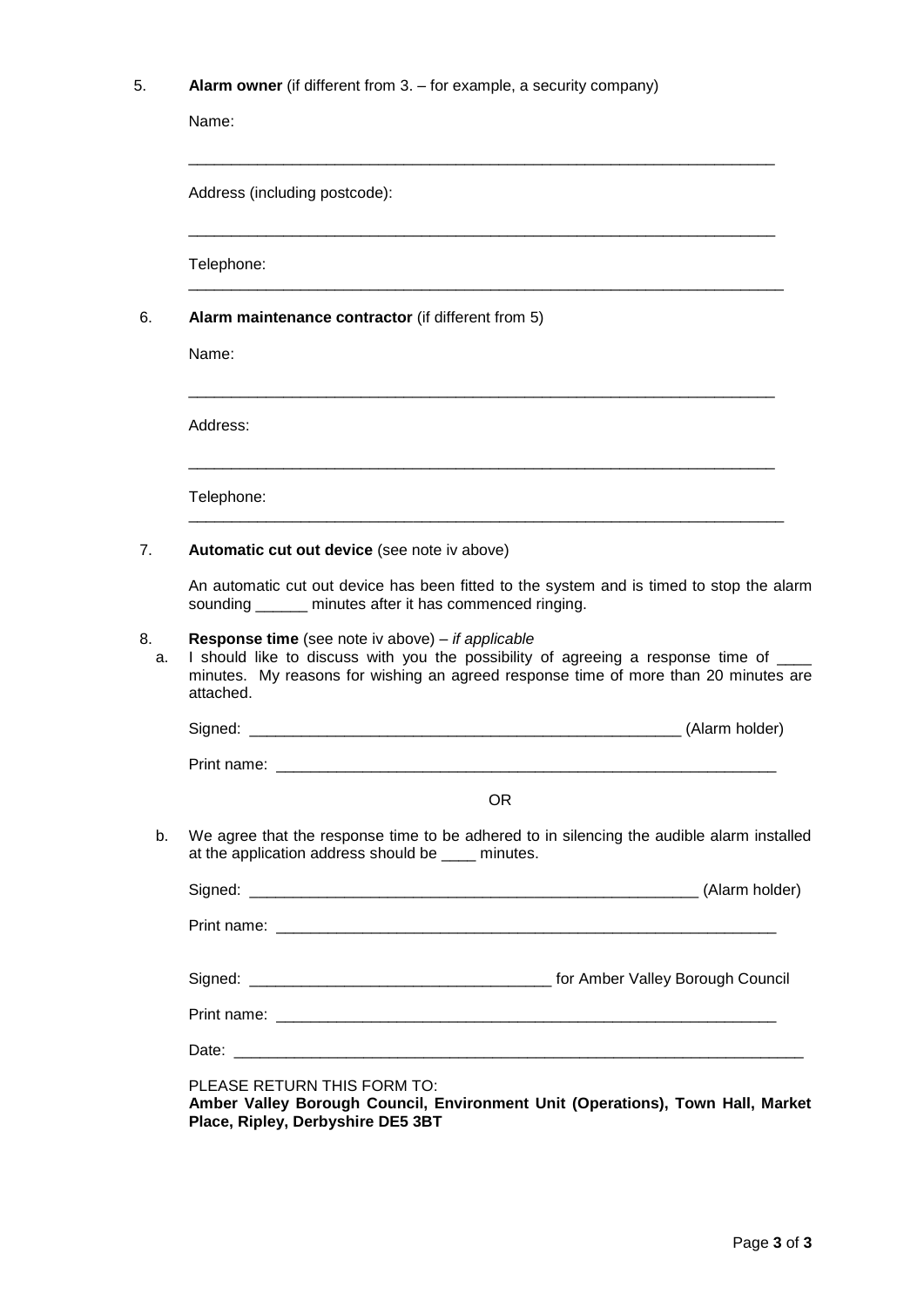5. **Alarm owner** (if different from 3. – for example, a security company)

   Name:

   ______________________________________________________________________

   Address (including postcode):

   ______________________________________________________________________

   Telephone:

   ______________________________________________________________________

6. **Alarm maintenance contractor** (if different from 5)

   Name:

   ______________________________________________________________________

   Address:

   ______________________________________________________________________

   Telephone:

   ______________________________________________________________________

7. **Automatic cut out device** (see note iv above)

   An automatic cut out device has been fitted to the system and is timed to stop the alarm sounding ______ minutes after it has commenced ringing.

8. **Response time** (see note iv above) – *if applicable*

   a. I should like to discuss with you the possibility of agreeing a response time of ____ minutes. My reasons for wishing an agreed response time of more than 20 minutes are attached.

   Signed: ____________________________________________________ (Alarm holder)

   Print name: ____________________________________________________________

   OR

   b. We agree that the response time to be adhered to in silencing the audible alarm installed at the application address should be ____ minutes.

   Signed: ______________________________________________________ (Alarm holder)

   Print name: ____________________________________________________________

   Signed: ___________________________________ for Amber Valley Borough Council

   Print name: ____________________________________________________________

   Date: _________________________________________________________________

PLEASE RETURN THIS FORM TO:
**Amber Valley Borough Council, Environment Unit (Operations), Town Hall, Market Place, Ripley, Derbyshire DE5 3BT**